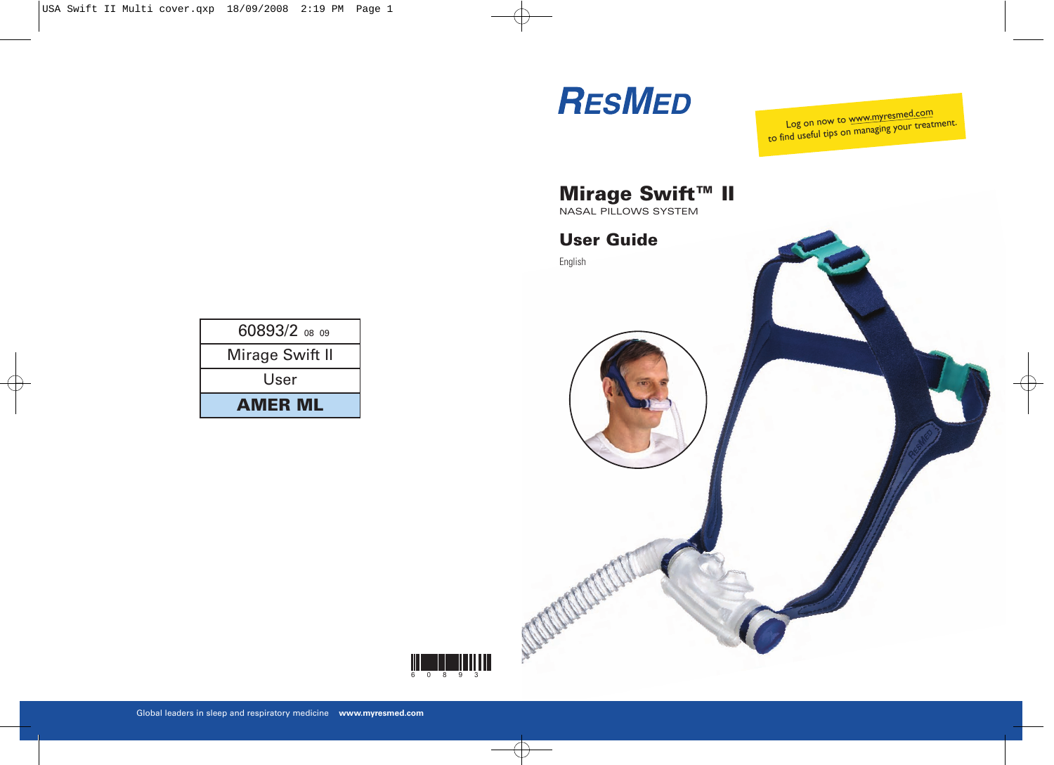# RESMED

Log on now to www.myresmed.com to find useful tips on managing your treatment.

## Mirage Swift™ II

NASAL PILLOWS SYSTEM

## User Guide

English

| 60893/2 08 09 |
|---|
| Mirage Swift II |
| User |
| **AMER ML** |

60893

Global leaders in sleep and respiratory medicine **www.myresmed.com**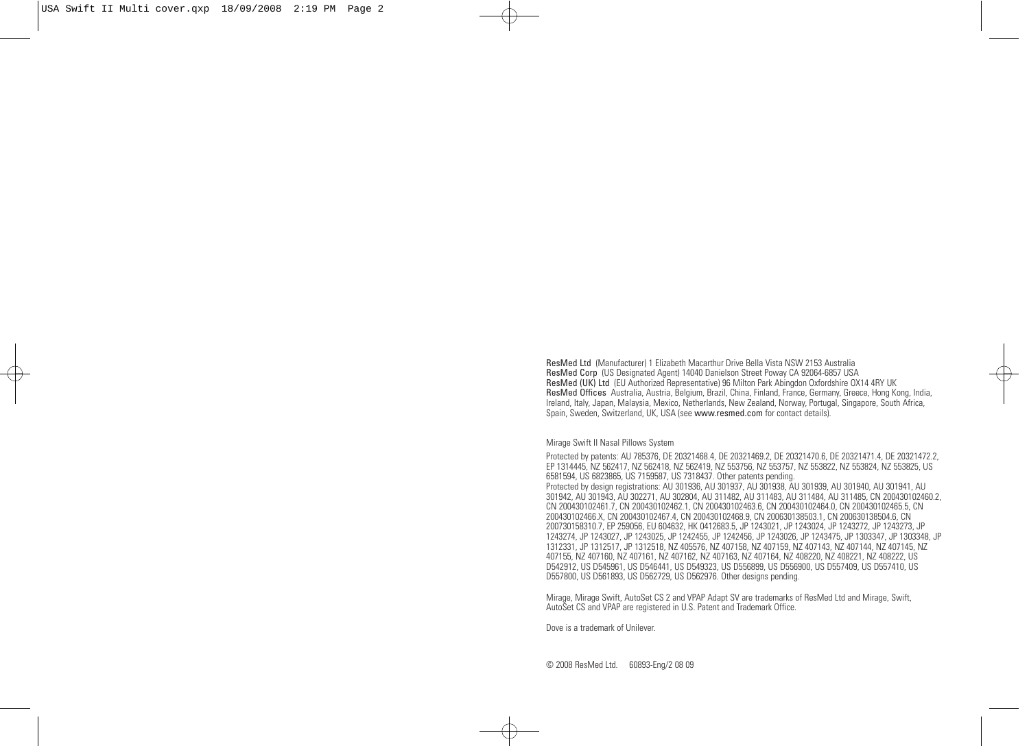**ResMed Ltd** (Manufacturer) 1 Elizabeth Macarthur Drive Bella Vista NSW 2153 Australia
**ResMed Corp** (US Designated Agent) 14040 Danielson Street Poway CA 92064-6857 USA
**ResMed (UK) Ltd** (EU Authorized Representative) 96 Milton Park Abingdon Oxfordshire OX14 4RY UK
**ResMed Offices** Australia, Austria, Belgium, Brazil, China, Finland, France, Germany, Greece, Hong Kong, India, Ireland, Italy, Japan, Malaysia, Mexico, Netherlands, New Zealand, Norway, Portugal, Singapore, South Africa, Spain, Sweden, Switzerland, UK, USA (see **www.resmed.com** for contact details).

Mirage Swift II Nasal Pillows System

Protected by patents: AU 785376, DE 20321468.4, DE 20321469.2, DE 20321470.6, DE 20321471.4, DE 20321472.2, EP 1314445, NZ 562417, NZ 562418, NZ 562419, NZ 553756, NZ 553757, NZ 553822, NZ 553824, NZ 553825, US 6581594, US 6823865, US 7159587, US 7318437. Other patents pending.
Protected by design registrations: AU 301936, AU 301937, AU 301938, AU 301939, AU 301940, AU 301941, AU 301942, AU 301943, AU 302271, AU 302804, AU 311482, AU 311483, AU 311484, AU 311485, CN 200430102460.2, CN 200430102461.7, CN 200430102462.1, CN 200430102463.6, CN 200430102464.0, CN 200430102465.5, CN 200430102466.X, CN 200430102467.4, CN 200430102468.9, CN 200630138503.1, CN 200630138504.6, CN 200730158310.7, EP 259056, EU 604632, HK 0412683.5, JP 1243021, JP 1243024, JP 1243272, JP 1243273, JP 1243274, JP 1243027, JP 1243025, JP 1242455, JP 1242456, JP 1243026, JP 1243475, JP 1303347, JP 1303348, JP 1312331, JP 1312517, JP 1312518, NZ 405576, NZ 407158, NZ 407159, NZ 407143, NZ 407144, NZ 407145, NZ 407155, NZ 407160, NZ 407161, NZ 407162, NZ 407163, NZ 407164, NZ 408220, NZ 408221, NZ 408222, US D542912, US D545961, US D546441, US D549323, US D556899, US D556900, US D557409, US D557410, US D557800, US D561893, US D562729, US D562976. Other designs pending.

Mirage, Mirage Swift, AutoSet CS 2 and VPAP Adapt SV are trademarks of ResMed Ltd and Mirage, Swift, AutoSet CS and VPAP are registered in U.S. Patent and Trademark Office.

Dove is a trademark of Unilever.

© 2008 ResMed Ltd. 60893-Eng/2 08 09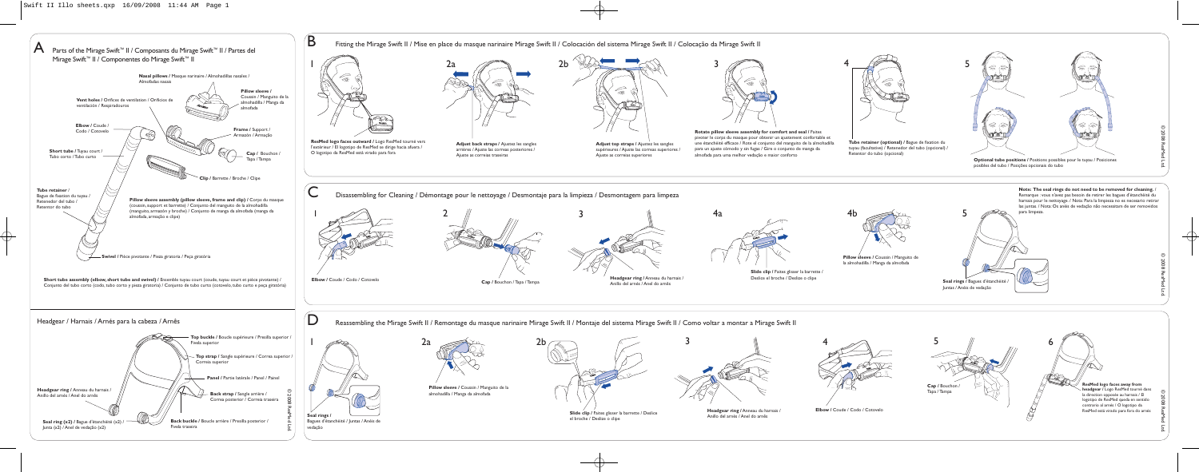# A Parts of the Mirage Swift™ II / Composants du Mirage Swift™ II / Partes del Mirage Swift™ II / Componentes do Mirage Swift™ II

**Nasal pillows** / Masque narinaire / Almohadillas nasales / Almofadas nasais

**Vent holes** / Orifices de ventilation / Orificios de ventilación / Respiradouros

**Pillow sleeve** / Coussin / Manguito de la almohadilla / Manga da almofada

**Elbow** / Coude / Codo / Cotovelo

**Frame** / Support / Armazón / Armação

**Short tube** / Tuyau court / Tubo corto / Tubo curto

**Cap** / Bouchon / Tapa / Tampa

**Clip** / Barrette / Broche / Clipe

**Tube retainer** / Bague de fixation du tuyau / Retenedor del tubo / Retentor do tubo

**Pillow sleeve assembly (pillow sleeve, frame and clip)** / Corps du masque (coussin, support et barrette) / Conjunto del manguito de la almohadilla (manguito, armazón y broche) / Conjunto de manga da almofada (manga da almofada, armação e clipe)

**Swivel** / Pièce pivotante / Pieza giratoria / Peça giratória

**Short tube assembly (elbow, short tube and swivel)** / Ensemble tuyau court (coude, tuyau court et pièce pivotante) / Conjunto del tubo corto (codo, tubo corto y pieza giratoria) / Conjunto de tubo curto (cotovelo, tubo curto e peça giratória)

## Headgear / Harnais / Arnés para la cabeza / Arnês

**Top buckle** / Boucle supérieure / Presilla superior / Fivela superior

**Top strap** / Sangle supérieure / Correa superior / Correia superior

**Panel** / Partie latérale / Panel / Painel

**Headgear ring** / Anneau du harnais / Anillo del arnés / Anel do arnês

**Back strap** / Sangle arrière / Correa posterior / Correia traseira

**Seal ring (x2)** / Bague d'étanchéité (x2) / Junta (x2) / Anel de vedação (x2)

**Back buckle** / Boucle arrière / Presilla posterior / Fivela traseira

© 2008 ResMed Ltd.

# B Fitting the Mirage Swift II / Mise en place du masque narinaire Mirage Swift II / Colocación del sistema Mirage Swift II / Colocação da Mirage Swift II

1. **ResMed logo faces outward** / Logo ResMed tourné vers l'extérieur / El logotipo de ResMed se dirige hacia afuera / O logotipo da ResMed está virado para fora

2a. **Adjust back straps** / Ajustez les sangles arrières / Ajuste las correas posteriores / Ajuste as correias traseiras

2b. **Adjust top straps** / Ajustez les sangles supérieures / Ajuste las correas superiores / Ajuste as correias superiores

3. **Rotate pillow sleeve assembly for comfort and seal** / Faites pivoter le corps du masque pour obtenir un ajustement confortable et une étanchéité efficace / Rote el conjunto del manguito de la almohadilla para un ajuste cómodo y sin fugas / Gire o conjunto de manga da almofada para uma melhor vedação e maior conforto

4. **Tube retainer (optional)** / Bague de fixation du tuyau (facultative) / Retenedor del tubo (opcional) / Retentor do tubo (opcional)

5. **Optional tube positions** / Positions possibles pour le tuyau / Posiciones posibles del tubo / Posições opcionais do tubo

© 2008 ResMed Ltd.

# C Disassembling for Cleaning / Démontage pour le nettoyage / Desmontaje para la limpieza / Desmontagem para limpeza

1. **Elbow** / Coude / Codo / Cotovelo
2. **Cap** / Bouchon / Tapa / Tampa
3. **Headgear ring** / Anneau du harnais / Anillo del arnés / Anel do arnês

4a. **Slide clip** / Faites glisser la barrette / Deslice el broche / Deslize o clipe

4b. **Pillow sleeve** / Coussin / Manguito de la almohadilla / Manga da almofada

5. **Seal rings** / Bagues d'étanchéité / Juntas / Anéis de vedação

**Note: The seal rings do not need to be removed for cleaning.** / Remarque : vous n'avez pas besoin de retirer les bagues d'étanchéité du harnais pour le nettoyage. / Nota: Para la limpieza no es necesario retirar las juntas. / Nota: Os anéis de vedação não necessitam de ser removidos para limpeza.

© 2008 ResMed Ltd.

# D Reassembling the Mirage Swift II / Remontage du masque narinaire Mirage Swift II / Montaje del sistema Mirage Swift II / Como voltar a montar a Mirage Swift II

1. **Seal rings** / Bagues d'étanchéité / Juntas / Anéis de vedação

2a. **Pillow sleeve** / Coussin / Manguito de la almohadilla / Manga da almofada

2b. **Slide clip** / Faites glisser la barrette / Deslice el broche / Deslize o clipe

3. **Headgear ring** / Anneau du harnais / Anillo del arnés / Anel do arnês

4. **Elbow** / Coude / Codo / Cotovelo

5. **Cap** / Bouchon / Tapa / Tampa

6. **ResMed logo faces away from headgear** / Logo ResMed tourné dans la direction opposée au harnais / El logotipo de ResMed queda en sentido contrario al arnés / O logotipo da ResMed está virado para fora do arnês

© 2008 ResMed Ltd.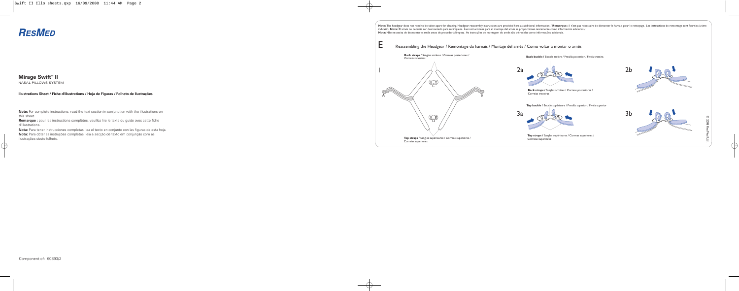# ResMed

## Mirage Swift™ II

NASAL PILLOWS SYSTEM

**Illustrations Sheet / Fiche d'illustrations / Hoja de Figuras / Folheto de Ilustrações**

**Note:** For complete instructions, read the text section in conjunction with the illustrations on this sheet.

**Remarque :** pour les instructions complètes, veuillez lire le texte du guide avec cette fiche d'illustrations.

**Nota:** Para tener instrucciones completas, lea el texto en conjunto con las figuras de esta hoja.

**Nota:** Para obter as instruções completas, leia a secção de texto em conjunção com as ilustrações deste folheto.

Component of: 60893/2

**Note:** The headgear does not need to be taken apart for cleaning. Headgear reassembly instructions are provided here as additional information. / **Remarque :** il n'est pas nécessaire de démonter le harnais pour le nettoyage. Les instructions de remontage sont fournies à titre indicatif. / **Nota:** El arnés no necesita ser desmontado para su limpieza. Las instrucciones para el montaje del arnés se proporcionan únicamente como información adicional. / **Nota:** Não necessita de desmontar o arnês antes de proceder à limpeza. As instruções de montagem do arnês são oferecidas como informações adicionais.

## E Reassembling the Headgear / Remontage du harnais / Montaje del arnés / Como voltar a montar o arnês

1

**Back straps** / Sangles arrières / Correas posteriores / Correias traseiras

A B C D

**Top straps** / Sangles supérieures / Correas superiores / Correias superiores

**Back buckle** / Boucle arrière / Presilla posterior / Fivela traseira

2a

**Back straps** / Sangles arrières / Correas posteriores / Correias traseiras

2b

**Top buckle** / Boucle supérieure / Presilla superior / Fivela superior

3a

**Top straps** / Sangles supérieures / Correas superiores / Correias superiores

3b

© 2008 ResMed Ltd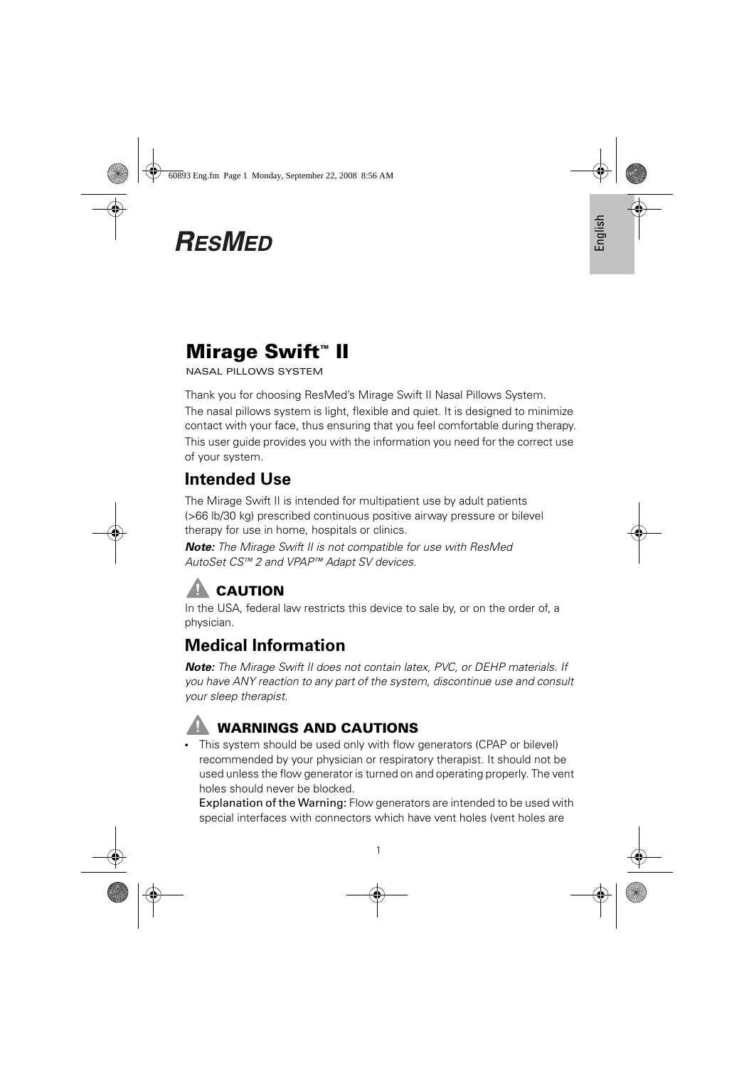RESMED

# Mirage Swift™ II

NASAL PILLOWS SYSTEM

Thank you for choosing ResMed's Mirage Swift II Nasal Pillows System.

The nasal pillows system is light, flexible and quiet. It is designed to minimize contact with your face, thus ensuring that you feel comfortable during therapy.

This user guide provides you with the information you need for the correct use of your system.

## Intended Use

The Mirage Swift II is intended for multipatient use by adult patients (>66 lb/30 kg) prescribed continuous positive airway pressure or bilevel therapy for use in home, hospitals or clinics.

***Note:*** *The Mirage Swift II is not compatible for use with ResMed AutoSet CS™ 2 and VPAP™ Adapt SV devices.*

### ⚠ CAUTION

In the USA, federal law restricts this device to sale by, or on the order of, a physician.

## Medical Information

***Note:*** *The Mirage Swift II does not contain latex, PVC, or DEHP materials. If you have ANY reaction to any part of the system, discontinue use and consult your sleep therapist.*

### ⚠ WARNINGS AND CAUTIONS

- This system should be used only with flow generators (CPAP or bilevel) recommended by your physician or respiratory therapist. It should not be used unless the flow generator is turned on and operating properly. The vent holes should never be blocked.
  Explanation of the Warning: Flow generators are intended to be used with special interfaces with connectors which have vent holes (vent holes are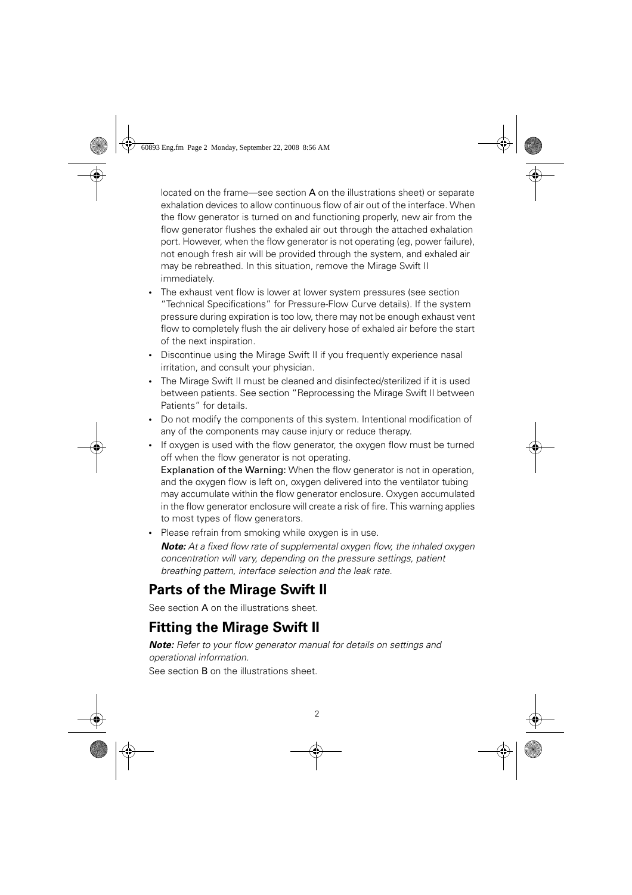located on the frame—see section **A** on the illustrations sheet) or separate exhalation devices to allow continuous flow of air out of the interface. When the flow generator is turned on and functioning properly, new air from the flow generator flushes the exhaled air out through the attached exhalation port. However, when the flow generator is not operating (eg, power failure), not enough fresh air will be provided through the system, and exhaled air may be rebreathed. In this situation, remove the Mirage Swift II immediately.

- The exhaust vent flow is lower at lower system pressures (see section "Technical Specifications" for Pressure-Flow Curve details). If the system pressure during expiration is too low, there may not be enough exhaust vent flow to completely flush the air delivery hose of exhaled air before the start of the next inspiration.
- Discontinue using the Mirage Swift II if you frequently experience nasal irritation, and consult your physician.
- The Mirage Swift II must be cleaned and disinfected/sterilized if it is used between patients. See section "Reprocessing the Mirage Swift II between Patients" for details.
- Do not modify the components of this system. Intentional modification of any of the components may cause injury or reduce therapy.
- If oxygen is used with the flow generator, the oxygen flow must be turned off when the flow generator is not operating.
  **Explanation of the Warning:** When the flow generator is not in operation, and the oxygen flow is left on, oxygen delivered into the ventilator tubing may accumulate within the flow generator enclosure. Oxygen accumulated in the flow generator enclosure will create a risk of fire. This warning applies to most types of flow generators.
- Please refrain from smoking while oxygen is in use.
  ***Note:*** *At a fixed flow rate of supplemental oxygen flow, the inhaled oxygen concentration will vary, depending on the pressure settings, patient breathing pattern, interface selection and the leak rate.*

## Parts of the Mirage Swift II

See section **A** on the illustrations sheet.

## Fitting the Mirage Swift II

***Note:*** *Refer to your flow generator manual for details on settings and operational information.*

See section **B** on the illustrations sheet.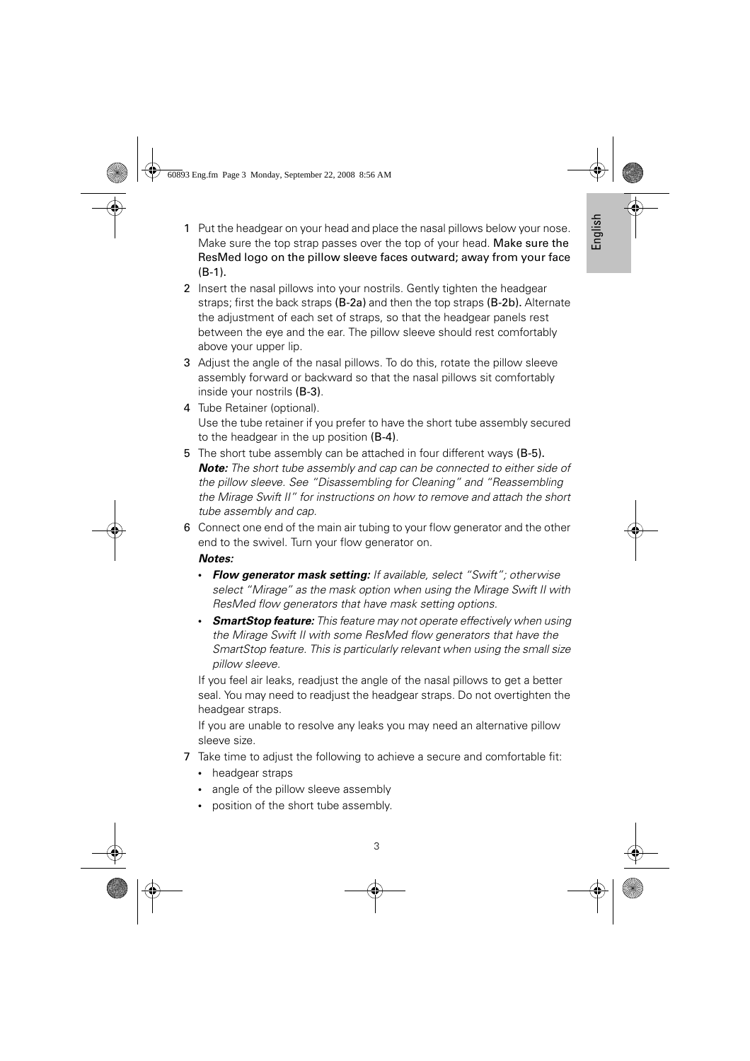1 Put the headgear on your head and place the nasal pillows below your nose. Make sure the top strap passes over the top of your head. Make sure the ResMed logo on the pillow sleeve faces outward; away from your face (B-1).

2 Insert the nasal pillows into your nostrils. Gently tighten the headgear straps; first the back straps (B-2a) and then the top straps (B-2b). Alternate the adjustment of each set of straps, so that the headgear panels rest between the eye and the ear. The pillow sleeve should rest comfortably above your upper lip.

3 Adjust the angle of the nasal pillows. To do this, rotate the pillow sleeve assembly forward or backward so that the nasal pillows sit comfortably inside your nostrils (B-3).

4 Tube Retainer (optional).
Use the tube retainer if you prefer to have the short tube assembly secured to the headgear in the up position (B-4).

5 The short tube assembly can be attached in four different ways (B-5).
***Note:*** *The short tube assembly and cap can be connected to either side of the pillow sleeve. See "Disassembling for Cleaning" and "Reassembling the Mirage Swift II" for instructions on how to remove and attach the short tube assembly and cap.*

6 Connect one end of the main air tubing to your flow generator and the other end to the swivel. Turn your flow generator on.

***Notes:***

- ***Flow generator mask setting:*** *If available, select "Swift"; otherwise select "Mirage" as the mask option when using the Mirage Swift II with ResMed flow generators that have mask setting options.*
- ***SmartStop feature:*** *This feature may not operate effectively when using the Mirage Swift II with some ResMed flow generators that have the SmartStop feature. This is particularly relevant when using the small size pillow sleeve.*

If you feel air leaks, readjust the angle of the nasal pillows to get a better seal. You may need to readjust the headgear straps. Do not overtighten the headgear straps.

If you are unable to resolve any leaks you may need an alternative pillow sleeve size.

7 Take time to adjust the following to achieve a secure and comfortable fit:
- headgear straps
- angle of the pillow sleeve assembly
- position of the short tube assembly.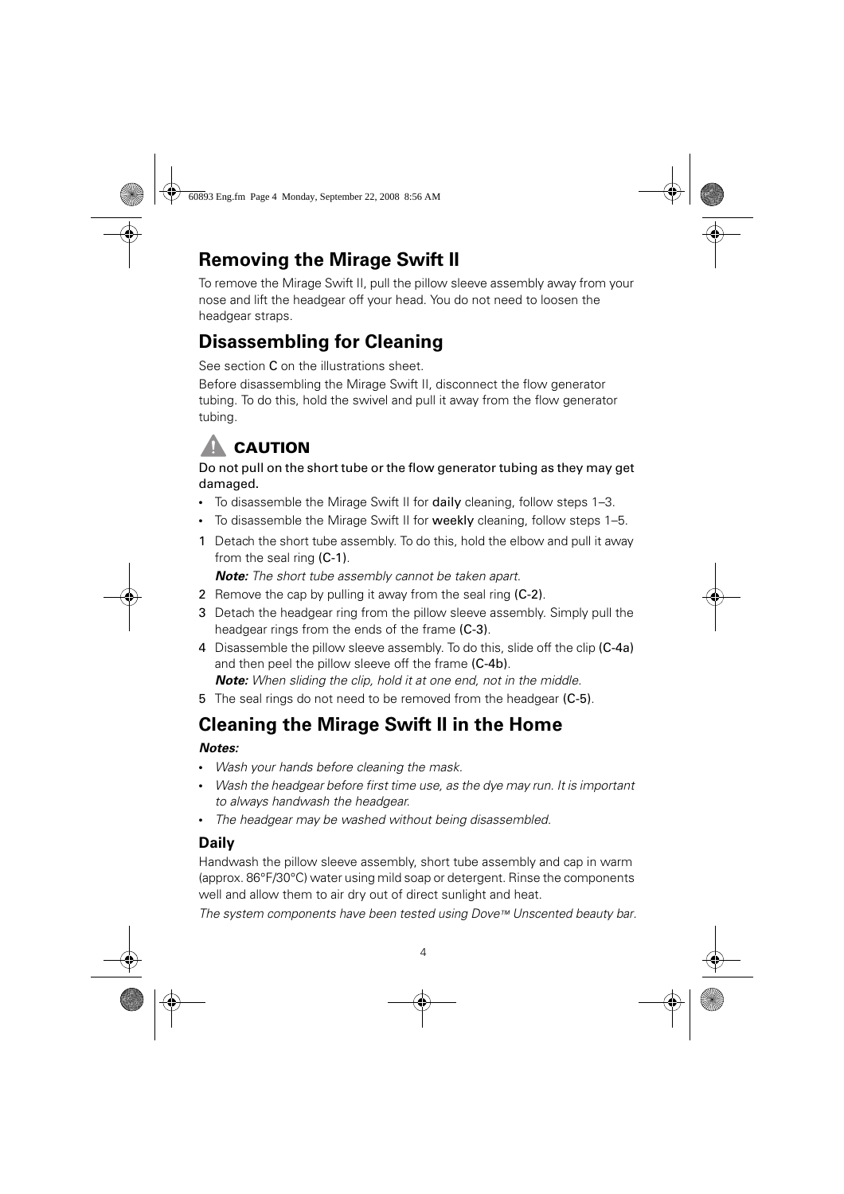## Removing the Mirage Swift II

To remove the Mirage Swift II, pull the pillow sleeve assembly away from your nose and lift the headgear off your head. You do not need to loosen the headgear straps.

## Disassembling for Cleaning

See section **C** on the illustrations sheet.

Before disassembling the Mirage Swift II, disconnect the flow generator tubing. To do this, hold the swivel and pull it away from the flow generator tubing.

### ⚠ CAUTION

**Do not pull on the short tube or the flow generator tubing as they may get damaged.**

- To disassemble the Mirage Swift II for **daily** cleaning, follow steps 1–3.
- To disassemble the Mirage Swift II for **weekly** cleaning, follow steps 1–5.

1. Detach the short tube assembly. To do this, hold the elbow and pull it away from the seal ring **(C-1)**.
   ***Note:*** *The short tube assembly cannot be taken apart.*
2. Remove the cap by pulling it away from the seal ring **(C-2)**.
3. Detach the headgear ring from the pillow sleeve assembly. Simply pull the headgear rings from the ends of the frame **(C-3)**.
4. Disassemble the pillow sleeve assembly. To do this, slide off the clip **(C-4a)** and then peel the pillow sleeve off the frame **(C-4b)**.
   ***Note:*** *When sliding the clip, hold it at one end, not in the middle.*
5. The seal rings do not need to be removed from the headgear **(C-5)**.

## Cleaning the Mirage Swift II in the Home

***Notes:***

- *Wash your hands before cleaning the mask.*
- *Wash the headgear before first time use, as the dye may run. It is important to always handwash the headgear.*
- *The headgear may be washed without being disassembled.*

### Daily

Handwash the pillow sleeve assembly, short tube assembly and cap in warm (approx. 86°F/30°C) water using mild soap or detergent. Rinse the components well and allow them to air dry out of direct sunlight and heat.

*The system components have been tested using Dove™ Unscented beauty bar.*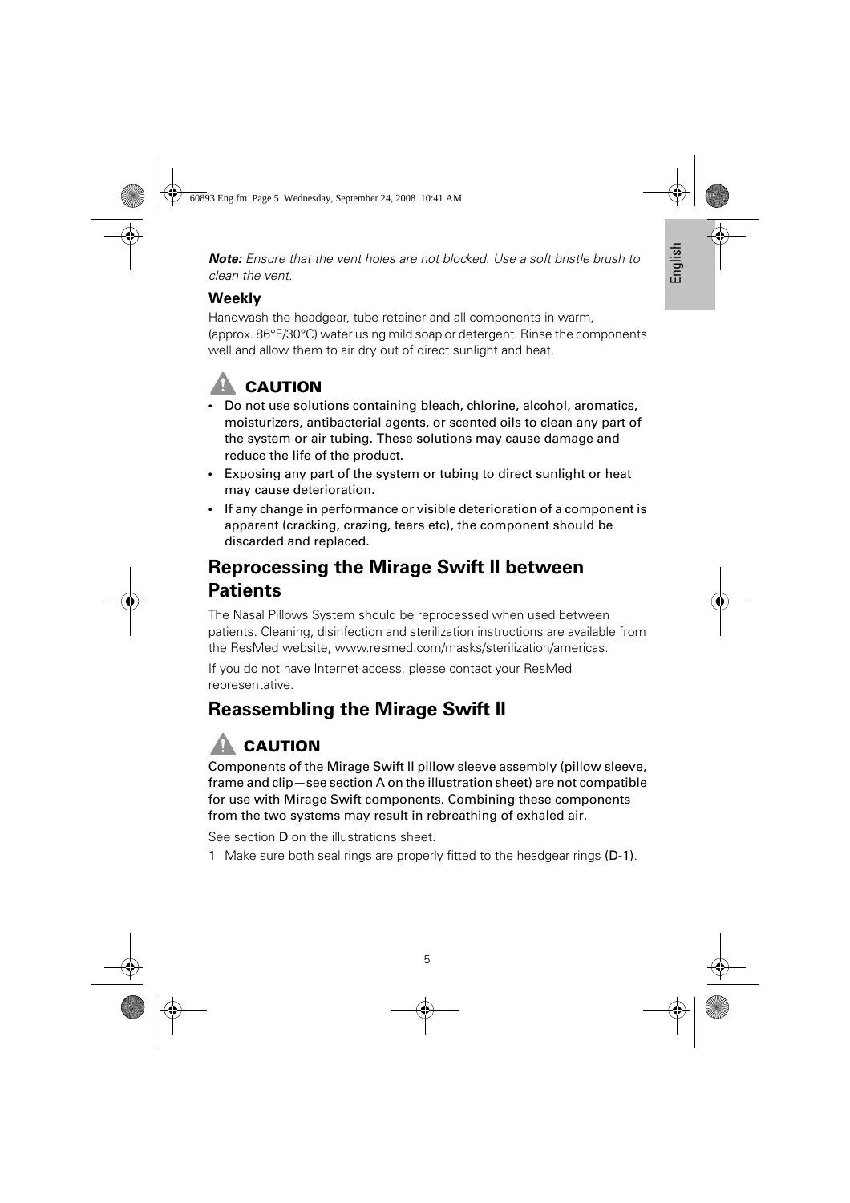***Note:*** *Ensure that the vent holes are not blocked. Use a soft bristle brush to clean the vent.*

### Weekly

Handwash the headgear, tube retainer and all components in warm, (approx. 86°F/30°C) water using mild soap or detergent. Rinse the components well and allow them to air dry out of direct sunlight and heat.

#### CAUTION

- Do not use solutions containing bleach, chlorine, alcohol, aromatics, moisturizers, antibacterial agents, or scented oils to clean any part of the system or air tubing. These solutions may cause damage and reduce the life of the product.
- Exposing any part of the system or tubing to direct sunlight or heat may cause deterioration.
- If any change in performance or visible deterioration of a component is apparent (cracking, crazing, tears etc), the component should be discarded and replaced.

## Reprocessing the Mirage Swift II between Patients

The Nasal Pillows System should be reprocessed when used between patients. Cleaning, disinfection and sterilization instructions are available from the ResMed website, www.resmed.com/masks/sterilization/americas.

If you do not have Internet access, please contact your ResMed representative.

## Reassembling the Mirage Swift II

#### CAUTION

Components of the Mirage Swift II pillow sleeve assembly (pillow sleeve, frame and clip—see section A on the illustration sheet) are not compatible for use with Mirage Swift components. Combining these components from the two systems may result in rebreathing of exhaled air.

See section **D** on the illustrations sheet.

1 Make sure both seal rings are properly fitted to the headgear rings **(D-1)**.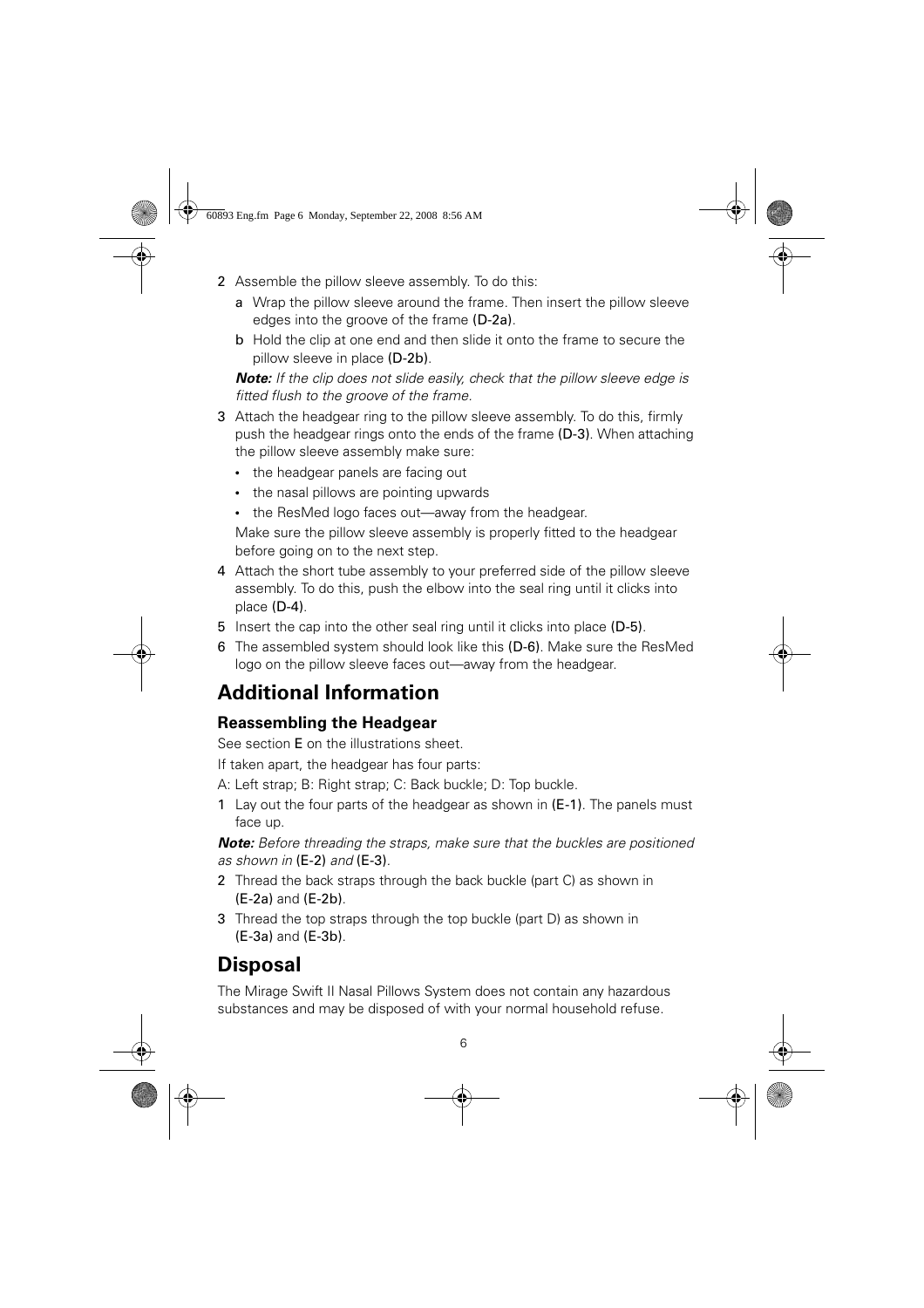2 Assemble the pillow sleeve assembly. To do this:
   - a Wrap the pillow sleeve around the frame. Then insert the pillow sleeve edges into the groove of the frame **(D-2a)**.
   - b Hold the clip at one end and then slide it onto the frame to secure the pillow sleeve in place **(D-2b)**.

   ***Note:*** *If the clip does not slide easily, check that the pillow sleeve edge is fitted flush to the groove of the frame.*

3 Attach the headgear ring to the pillow sleeve assembly. To do this, firmly push the headgear rings onto the ends of the frame **(D-3)**. When attaching the pillow sleeve assembly make sure:
   - the headgear panels are facing out
   - the nasal pillows are pointing upwards
   - the ResMed logo faces out—away from the headgear.

   Make sure the pillow sleeve assembly is properly fitted to the headgear before going on to the next step.

4 Attach the short tube assembly to your preferred side of the pillow sleeve assembly. To do this, push the elbow into the seal ring until it clicks into place **(D-4)**.

5 Insert the cap into the other seal ring until it clicks into place **(D-5)**.

6 The assembled system should look like this **(D-6)**. Make sure the ResMed logo on the pillow sleeve faces out—away from the headgear.

# Additional Information

## Reassembling the Headgear

See section **E** on the illustrations sheet.

If taken apart, the headgear has four parts:

A: Left strap; B: Right strap; C: Back buckle; D: Top buckle.

1 Lay out the four parts of the headgear as shown in **(E-1)**. The panels must face up.

***Note:*** *Before threading the straps, make sure that the buckles are positioned as shown in* **(E-2)** *and* **(E-3)**.

2 Thread the back straps through the back buckle (part C) as shown in **(E-2a)** and **(E-2b)**.

3 Thread the top straps through the top buckle (part D) as shown in **(E-3a)** and **(E-3b)**.

# Disposal

The Mirage Swift II Nasal Pillows System does not contain any hazardous substances and may be disposed of with your normal household refuse.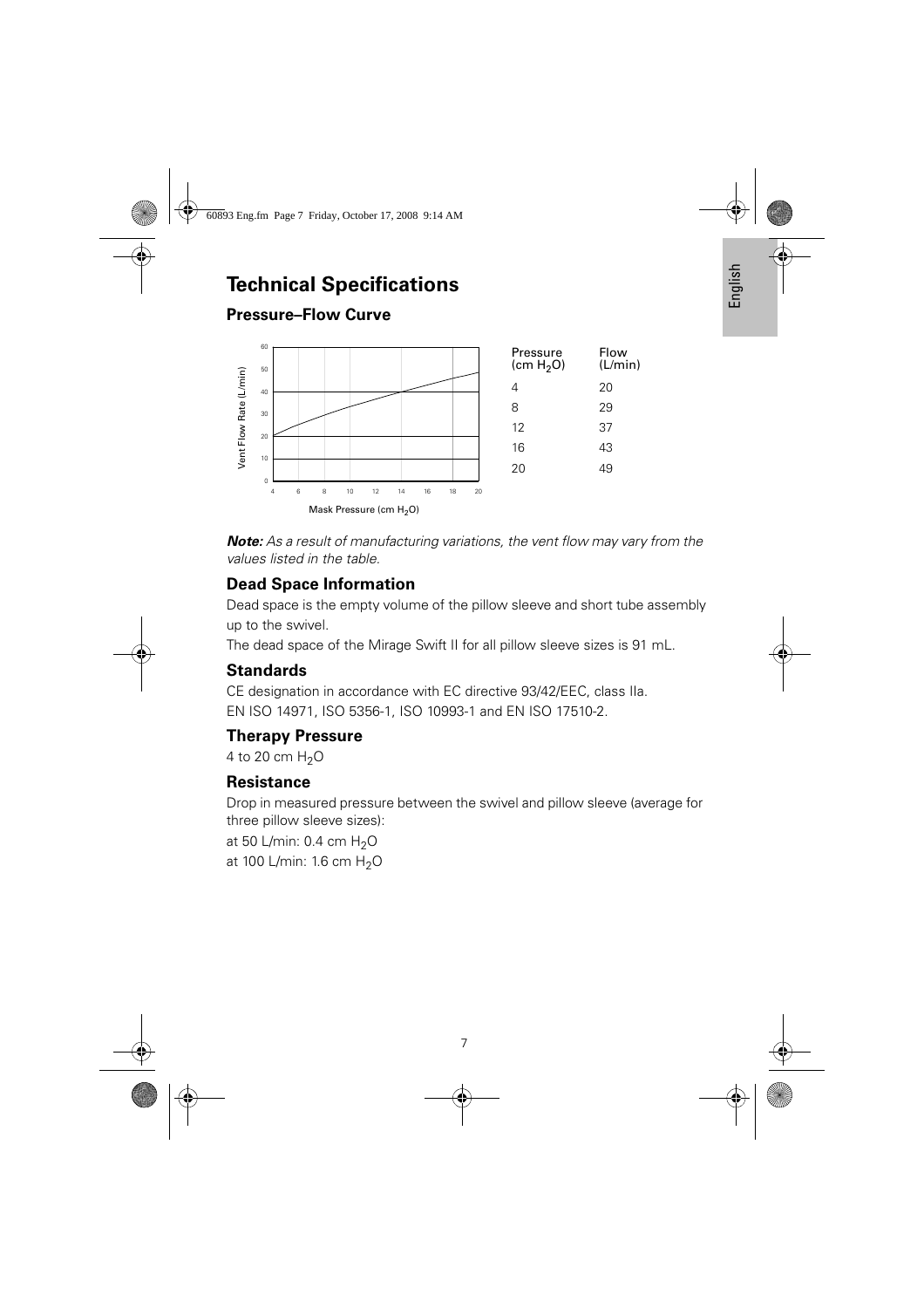# Technical Specifications

## Pressure–Flow Curve

| Pressure (cm $H_2O$) | Flow (L/min) |
|---|---|
| 4 | 20 |
| 8 | 29 |
| 12 | 37 |
| 16 | 43 |
| 20 | 49 |

***Note:*** *As a result of manufacturing variations, the vent flow may vary from the values listed in the table.*

### Dead Space Information

Dead space is the empty volume of the pillow sleeve and short tube assembly up to the swivel.

The dead space of the Mirage Swift II for all pillow sleeve sizes is 91 mL.

### Standards

CE designation in accordance with EC directive 93/42/EEC, class IIa.
EN ISO 14971, ISO 5356-1, ISO 10993-1 and EN ISO 17510-2.

### Therapy Pressure

4 to 20 cm $H_2O$

### Resistance

Drop in measured pressure between the swivel and pillow sleeve (average for three pillow sleeve sizes):

at 50 L/min: 0.4 cm $H_2O$
at 100 L/min: 1.6 cm $H_2O$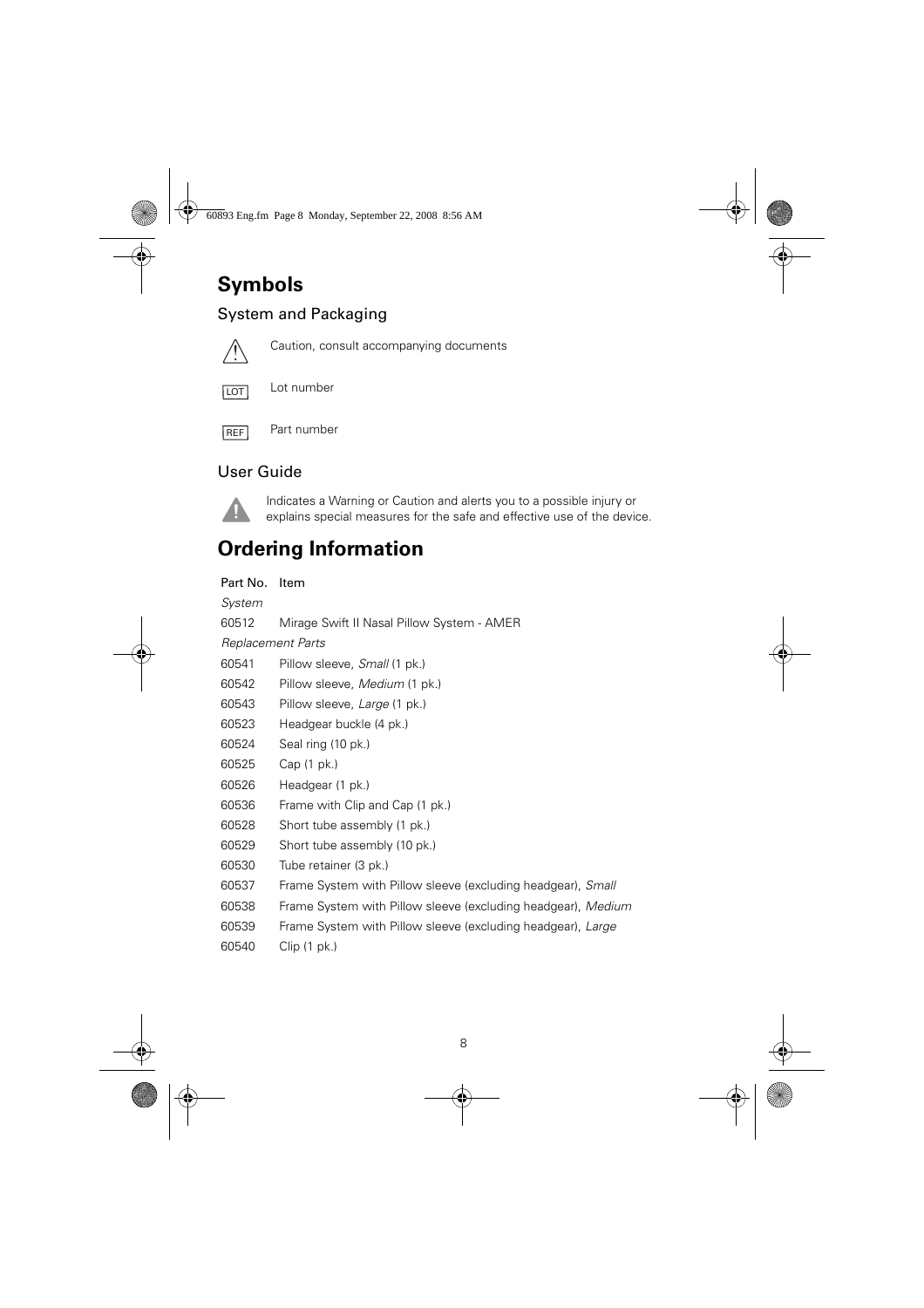# Symbols

## System and Packaging

⚠ Caution, consult accompanying documents

LOT Lot number

REF Part number

## User Guide

⚠ Indicates a Warning or Caution and alerts you to a possible injury or explains special measures for the safe and effective use of the device.

# Ordering Information

| Part No. | Item |
|---|---|
| *System* | |
| 60512 | Mirage Swift II Nasal Pillow System - AMER |
| *Replacement Parts* | |
| 60541 | Pillow sleeve, *Small* (1 pk.) |
| 60542 | Pillow sleeve, *Medium* (1 pk.) |
| 60543 | Pillow sleeve, *Large* (1 pk.) |
| 60523 | Headgear buckle (4 pk.) |
| 60524 | Seal ring (10 pk.) |
| 60525 | Cap (1 pk.) |
| 60526 | Headgear (1 pk.) |
| 60536 | Frame with Clip and Cap (1 pk.) |
| 60528 | Short tube assembly (1 pk.) |
| 60529 | Short tube assembly (10 pk.) |
| 60530 | Tube retainer (3 pk.) |
| 60537 | Frame System with Pillow sleeve (excluding headgear), *Small* |
| 60538 | Frame System with Pillow sleeve (excluding headgear), *Medium* |
| 60539 | Frame System with Pillow sleeve (excluding headgear), *Large* |
| 60540 | Clip (1 pk.) |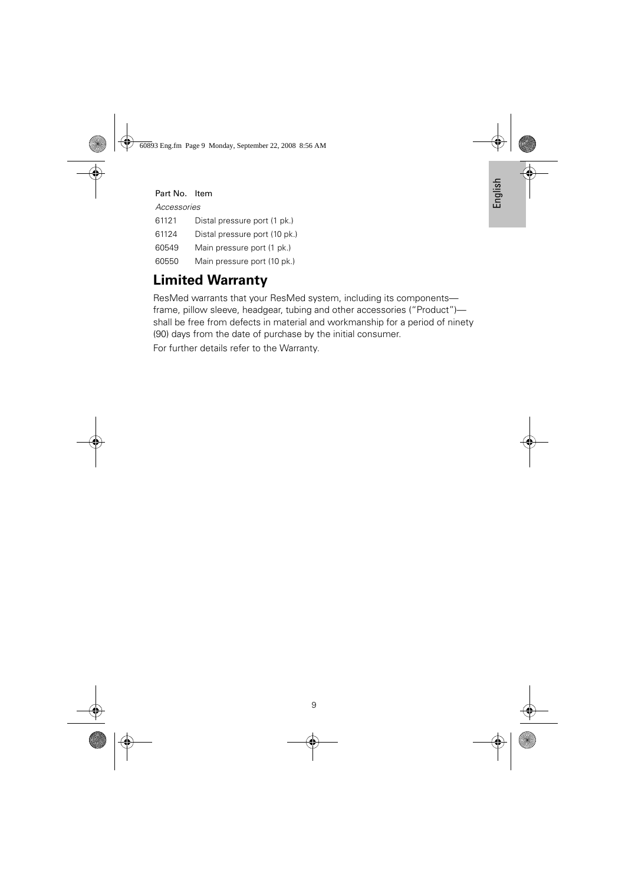| Part No. | Item |
|---|---|
| *Accessories* | |
| 61121 | Distal pressure port (1 pk.) |
| 61124 | Distal pressure port (10 pk.) |
| 60549 | Main pressure port (1 pk.) |
| 60550 | Main pressure port (10 pk.) |

## Limited Warranty

ResMed warrants that your ResMed system, including its components—frame, pillow sleeve, headgear, tubing and other accessories ("Product")—shall be free from defects in material and workmanship for a period of ninety (90) days from the date of purchase by the initial consumer.

For further details refer to the Warranty.